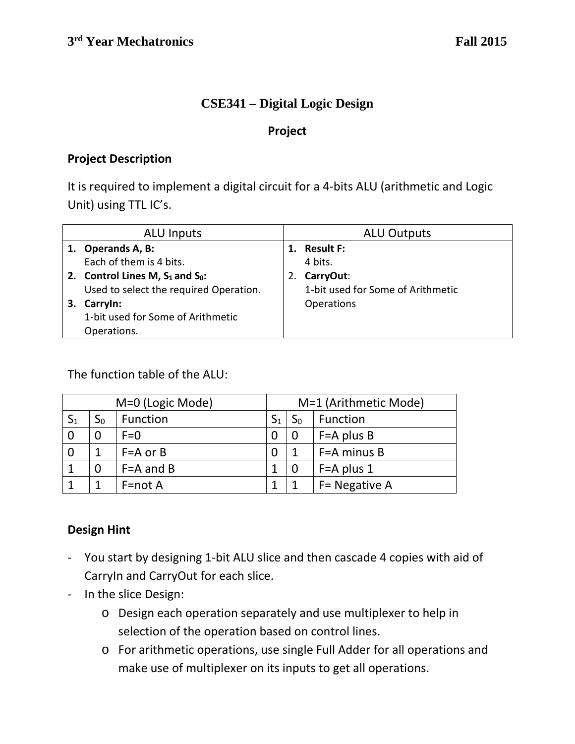**3rd Year Mechatronics** **Fall 2015**

# CSE341 – Digital Logic Design

## Project

### Project Description

It is required to implement a digital circuit for a 4-bits ALU (arithmetic and Logic Unit) using TTL IC's.

| ALU Inputs | ALU Outputs |
| --- | --- |
| 1. **Operands A, B:** Each of them is 4 bits.<br>2. **Control Lines M, $S_1$ and $S_0$:** Used to select the required Operation.<br>3. **CarryIn:** 1-bit used for Some of Arithmetic Operations. | 1. **Result F:** 4 bits.<br>2. **CarryOut**: 1-bit used for Some of Arithmetic Operations |

The function table of the ALU:

| M=0 (Logic Mode) | | | M=1 (Arithmetic Mode) | | |
| --- | --- | --- | --- | --- | --- |
| $S_1$ | $S_0$ | Function | $S_1$ | $S_0$ | Function |
| 0 | 0 | F=0 | 0 | 0 | F=A plus B |
| 0 | 1 | F=A or B | 0 | 1 | F=A minus B |
| 1 | 0 | F=A and B | 1 | 0 | F=A plus 1 |
| 1 | 1 | F=not A | 1 | 1 | F= Negative A |

### Design Hint

- You start by designing 1-bit ALU slice and then cascade 4 copies with aid of CarryIn and CarryOut for each slice.
- In the slice Design:
    - Design each operation separately and use multiplexer to help in selection of the operation based on control lines.
    - For arithmetic operations, use single Full Adder for all operations and make use of multiplexer on its inputs to get all operations.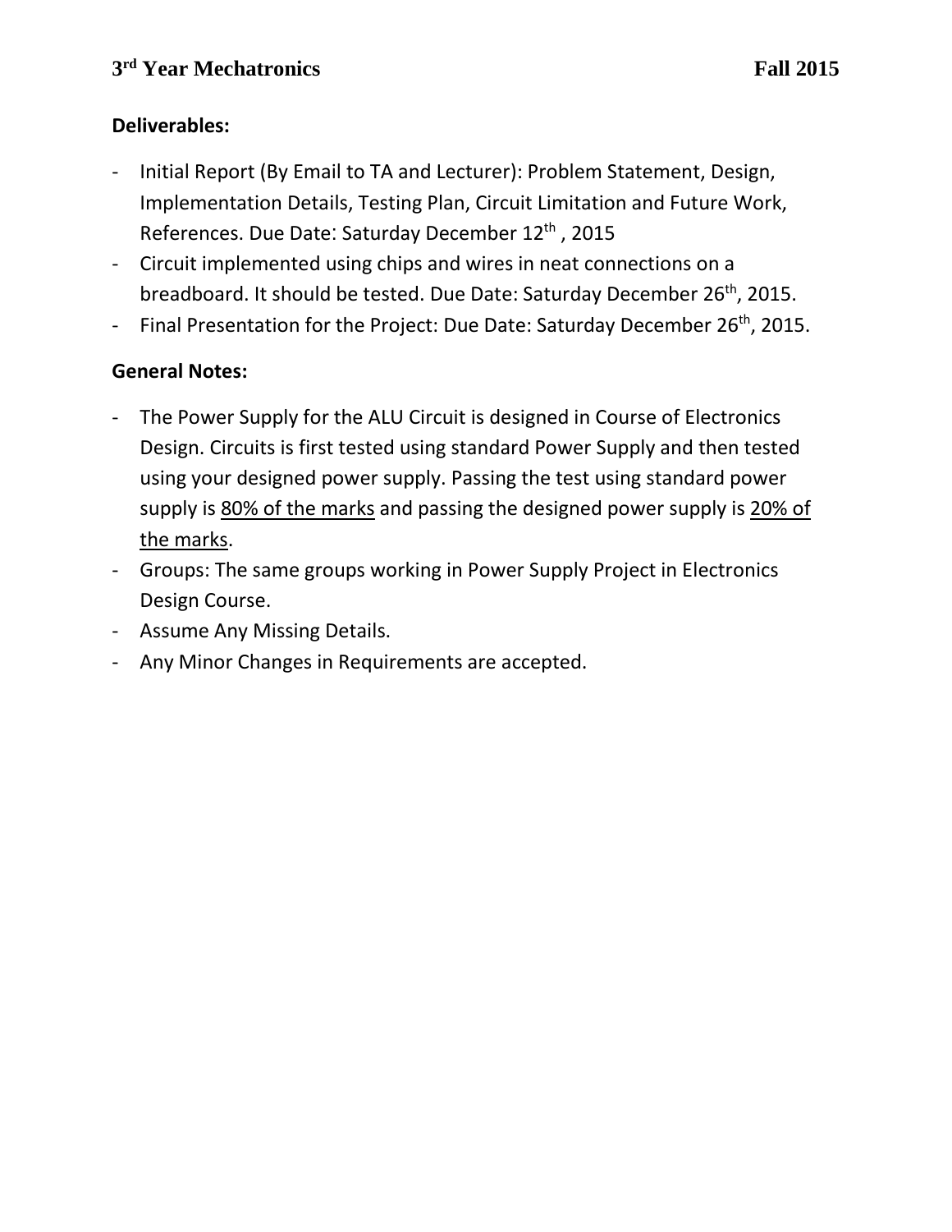**Deliverables:**

- Initial Report (By Email to TA and Lecturer): Problem Statement, Design, Implementation Details, Testing Plan, Circuit Limitation and Future Work, References. Due Date: Saturday December 12th , 2015
- Circuit implemented using chips and wires in neat connections on a breadboard. It should be tested. Due Date: Saturday December 26th, 2015.
- Final Presentation for the Project: Due Date: Saturday December 26th, 2015.

**General Notes:**

- The Power Supply for the ALU Circuit is designed in Course of Electronics Design. Circuits is first tested using standard Power Supply and then tested using your designed power supply. Passing the test using standard power supply is <u>80% of the marks</u> and passing the designed power supply is <u>20% of the marks</u>.
- Groups: The same groups working in Power Supply Project in Electronics Design Course.
- Assume Any Missing Details.
- Any Minor Changes in Requirements are accepted.